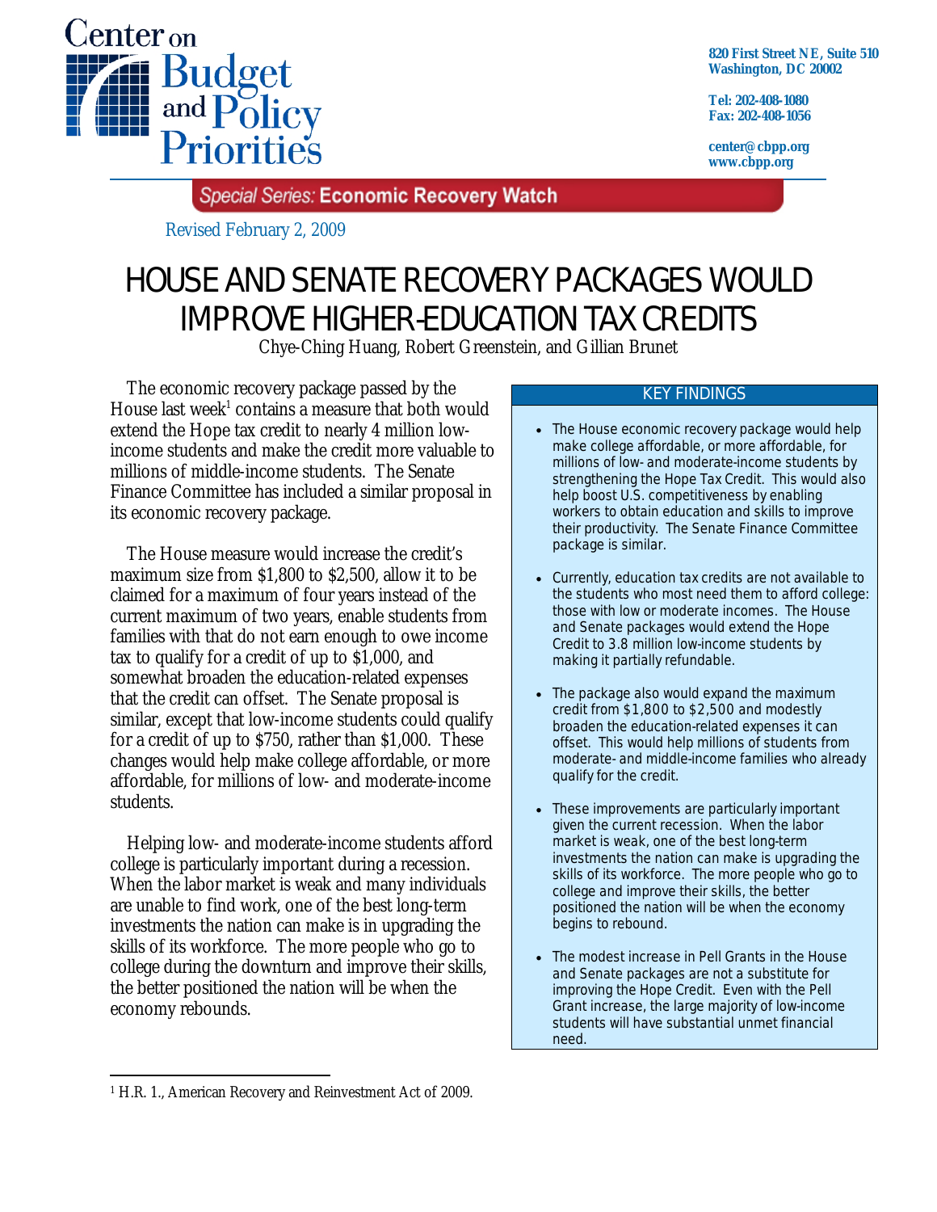Center on Budget and Policy Priorities

820 First Street NE, Suite 510
Washington, DC 20002

Tel: 202-408-1080
Fax: 202-408-1056

center@cbpp.org
www.cbpp.org

*Special Series:* **Economic Recovery Watch**

Revised February 2, 2009

# HOUSE AND SENATE RECOVERY PACKAGES WOULD IMPROVE HIGHER-EDUCATION TAX CREDITS

Chye-Ching Huang, Robert Greenstein, and Gillian Brunet

The economic recovery package passed by the House last week[1] contains a measure that both would extend the Hope tax credit to nearly 4 million low-income students and make the credit more valuable to millions of middle-income students. The Senate Finance Committee has included a similar proposal in its economic recovery package.

The House measure would increase the credit's maximum size from $1,800 to $2,500, allow it to be claimed for a maximum of four years instead of the current maximum of two years, enable students from families with that do not earn enough to owe income tax to qualify for a credit of up to $1,000, and somewhat broaden the education-related expenses that the credit can offset. The Senate proposal is similar, except that low-income students could qualify for a credit of up to $750, rather than $1,000. These changes would help make college affordable, or more affordable, for millions of low- and moderate-income students.

Helping low- and moderate-income students afford college is particularly important during a recession. When the labor market is weak and many individuals are unable to find work, one of the best long-term investments the nation can make is in upgrading the skills of its workforce. The more people who go to college during the downturn and improve their skills, the better positioned the nation will be when the economy rebounds.

> **KEY FINDINGS**
>
> - The House economic recovery package would help make college affordable, or more affordable, for millions of low- and moderate-income students by strengthening the Hope Tax Credit. This would also help boost U.S. competitiveness by enabling workers to obtain education and skills to improve their productivity. The Senate Finance Committee package is similar.
> - Currently, education tax credits are not available to the students who most need them to afford college: those with low or moderate incomes. The House and Senate packages would extend the Hope Credit to 3.8 million low-income students by making it partially refundable.
> - The package also would expand the maximum credit from $1,800 to $2,500 and modestly broaden the education-related expenses it can offset. This would help millions of students from moderate- and middle-income families who already qualify for the credit.
> - These improvements are particularly important given the current recession. When the labor market is weak, one of the best long-term investments the nation can make is upgrading the skills of its workforce. The more people who go to college and improve their skills, the better positioned the nation will be when the economy begins to rebound.
> - The modest increase in Pell Grants in the House and Senate packages are not a substitute for improving the Hope Credit. Even with the Pell Grant increase, the large majority of low-income students will have substantial unmet financial need.

[1] H.R. 1., American Recovery and Reinvestment Act of 2009.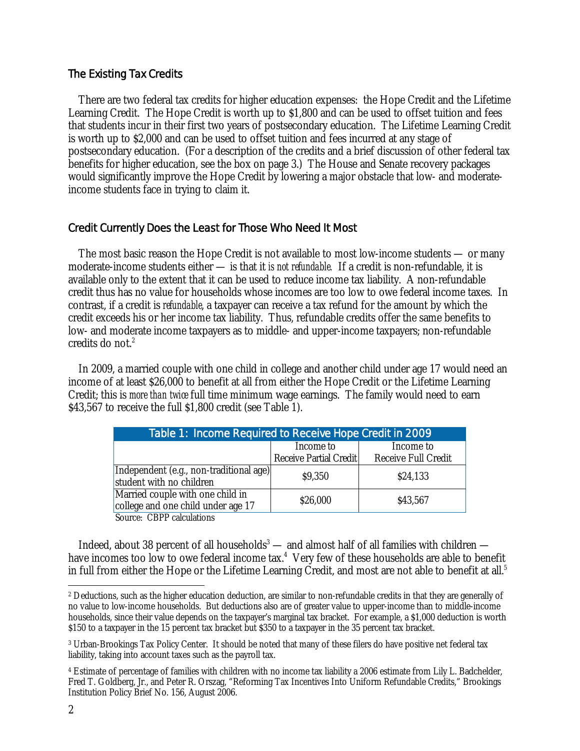## The Existing Tax Credits

There are two federal tax credits for higher education expenses: the Hope Credit and the Lifetime Learning Credit. The Hope Credit is worth up to $1,800 and can be used to offset tuition and fees that students incur in their first two years of postsecondary education. The Lifetime Learning Credit is worth up to $2,000 and can be used to offset tuition and fees incurred at any stage of postsecondary education. (For a description of the credits and a brief discussion of other federal tax benefits for higher education, see the box on page 3.) The House and Senate recovery packages would significantly improve the Hope Credit by lowering a major obstacle that low- and moderate-income students face in trying to claim it.

## Credit Currently Does the Least for Those Who Need It Most

The most basic reason the Hope Credit is not available to most low-income students — or many moderate-income students either — is that it *is not refundable.* If a credit is non-refundable, it is available only to the extent that it can be used to reduce income tax liability. A non-refundable credit thus has no value for households whose incomes are too low to owe federal income taxes. In contrast, if a credit is *refundable*, a taxpayer can receive a tax refund for the amount by which the credit exceeds his or her income tax liability. Thus, refundable credits offer the same benefits to low- and moderate income taxpayers as to middle- and upper-income taxpayers; non-refundable credits do not.[2]

In 2009, a married couple with one child in college and another child under age 17 would need an income of at least $26,000 to benefit at all from either the Hope Credit or the Lifetime Learning Credit; this is *more than twice* full time minimum wage earnings. The family would need to earn $43,567 to receive the full $1,800 credit (see Table 1).

**Table 1: Income Required to Receive Hope Credit in 2009**

| | Income to Receive Partial Credit | Income to Receive Full Credit |
|---|---|---|
| Independent (e.g., non-traditional age) student with no children | $9,350 | $24,133 |
| Married couple with one child in college and one child under age 17 | $26,000 | $43,567 |

Source: CBPP calculations

Indeed, about 38 percent of all households[3] — and almost half of all families with children — have incomes too low to owe federal income tax.[4] Very few of these households are able to benefit in full from either the Hope or the Lifetime Learning Credit, and most are not able to benefit at all.[5]

---

[2] Deductions, such as the higher education deduction, are similar to non-refundable credits in that they are generally of no value to low-income households. But deductions also are of greater value to upper-income than to middle-income households, since their value depends on the taxpayer's marginal tax bracket. For example, a $1,000 deduction is worth $150 to a taxpayer in the 15 percent tax bracket but $350 to a taxpayer in the 35 percent tax bracket.

[3] Urban-Brookings Tax Policy Center. It should be noted that many of these filers do have positive net federal tax liability, taking into account taxes such as the payroll tax.

[4] Estimate of percentage of families with children with no income tax liability a 2006 estimate from Lily L. Badchelder, Fred T. Goldberg, Jr., and Peter R. Orszag, "Reforming Tax Incentives Into Uniform Refundable Credits," Brookings Institution Policy Brief No. 156, August 2006.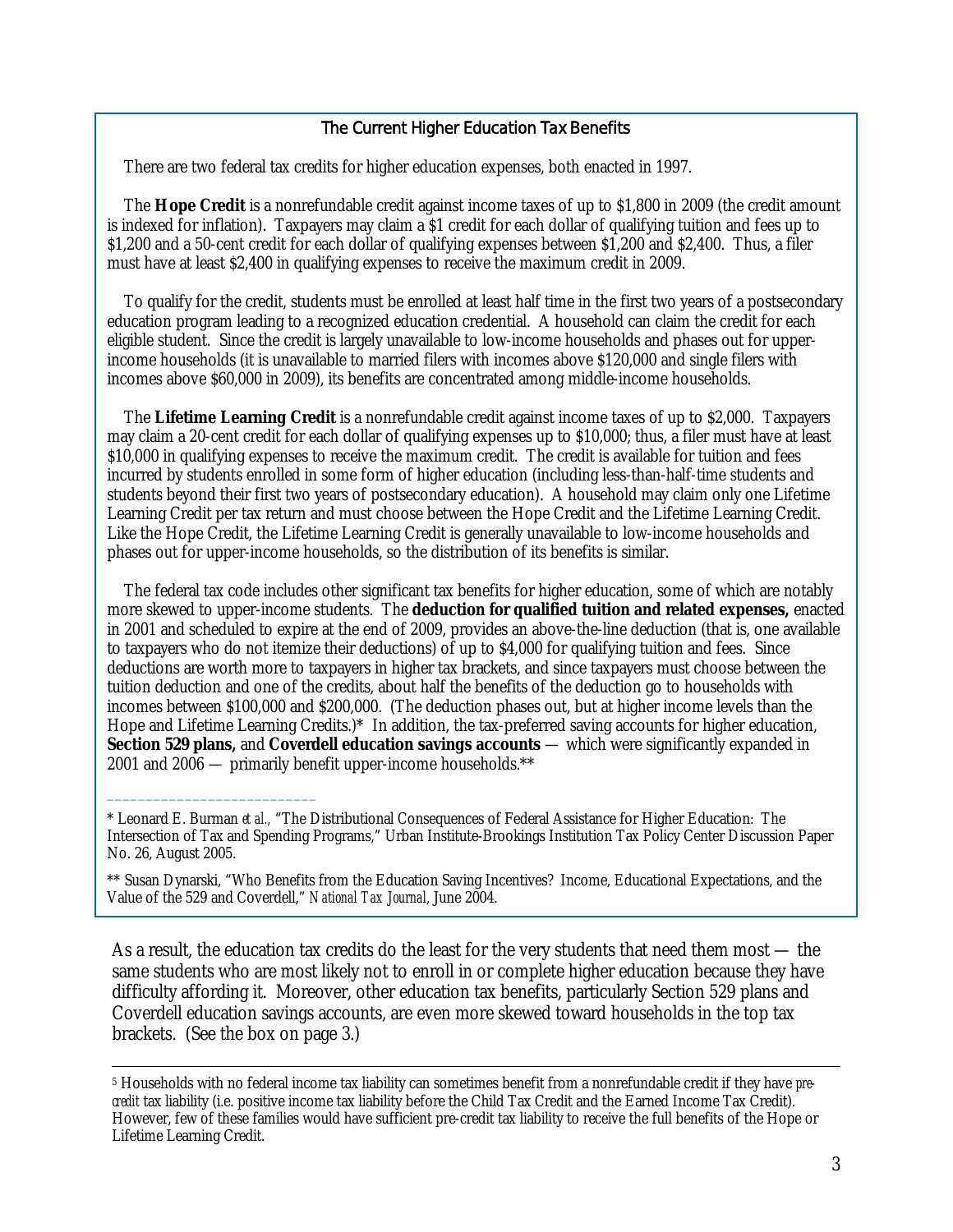### The Current Higher Education Tax Benefits

There are two federal tax credits for higher education expenses, both enacted in 1997.

The **Hope Credit** is a nonrefundable credit against income taxes of up to $1,800 in 2009 (the credit amount is indexed for inflation). Taxpayers may claim a $1 credit for each dollar of qualifying tuition and fees up to $1,200 and a 50-cent credit for each dollar of qualifying expenses between $1,200 and $2,400. Thus, a filer must have at least $2,400 in qualifying expenses to receive the maximum credit in 2009.

To qualify for the credit, students must be enrolled at least half time in the first two years of a postsecondary education program leading to a recognized education credential. A household can claim the credit for each eligible student. Since the credit is largely unavailable to low-income households and phases out for upper-income households (it is unavailable to married filers with incomes above $120,000 and single filers with incomes above $60,000 in 2009), its benefits are concentrated among middle-income households.

The **Lifetime Learning Credit** is a nonrefundable credit against income taxes of up to $2,000. Taxpayers may claim a 20-cent credit for each dollar of qualifying expenses up to $10,000; thus, a filer must have at least $10,000 in qualifying expenses to receive the maximum credit. The credit is available for tuition and fees incurred by students enrolled in some form of higher education (including less-than-half-time students and students beyond their first two years of postsecondary education). A household may claim only one Lifetime Learning Credit per tax return and must choose between the Hope Credit and the Lifetime Learning Credit. Like the Hope Credit, the Lifetime Learning Credit is generally unavailable to low-income households and phases out for upper-income households, so the distribution of its benefits is similar.

The federal tax code includes other significant tax benefits for higher education, some of which are notably more skewed to upper-income students. The **deduction for qualified tuition and related expenses,** enacted in 2001 and scheduled to expire at the end of 2009, provides an above-the-line deduction (that is, one available to taxpayers who do not itemize their deductions) of up to $4,000 for qualifying tuition and fees. Since deductions are worth more to taxpayers in higher tax brackets, and since taxpayers must choose between the tuition deduction and one of the credits, about half the benefits of the deduction go to households with incomes between $100,000 and $200,000. (The deduction phases out, but at higher income levels than the Hope and Lifetime Learning Credits.)* In addition, the tax-preferred saving accounts for higher education, **Section 529 plans,** and **Coverdell education savings accounts** — which were significantly expanded in 2001 and 2006 — primarily benefit upper-income households.**

---

* Leonard E. Burman *et al.,* "The Distributional Consequences of Federal Assistance for Higher Education: The Intersection of Tax and Spending Programs," Urban Institute-Brookings Institution Tax Policy Center Discussion Paper No. 26, August 2005.

** Susan Dynarski, "Who Benefits from the Education Saving Incentives? Income, Educational Expectations, and the Value of the 529 and Coverdell," *National Tax Journal*, June 2004.

As a result, the education tax credits do the least for the very students that need them most — the same students who are most likely not to enroll in or complete higher education because they have difficulty affording it. Moreover, other education tax benefits, particularly Section 529 plans and Coverdell education savings accounts, are even more skewed toward households in the top tax brackets. (See the box on page 3.)

---

[5] Households with no federal income tax liability can sometimes benefit from a nonrefundable credit if they have *pre-credit* tax liability (i.e. positive income tax liability before the Child Tax Credit and the Earned Income Tax Credit). However, few of these families would have sufficient pre-credit tax liability to receive the full benefits of the Hope or Lifetime Learning Credit.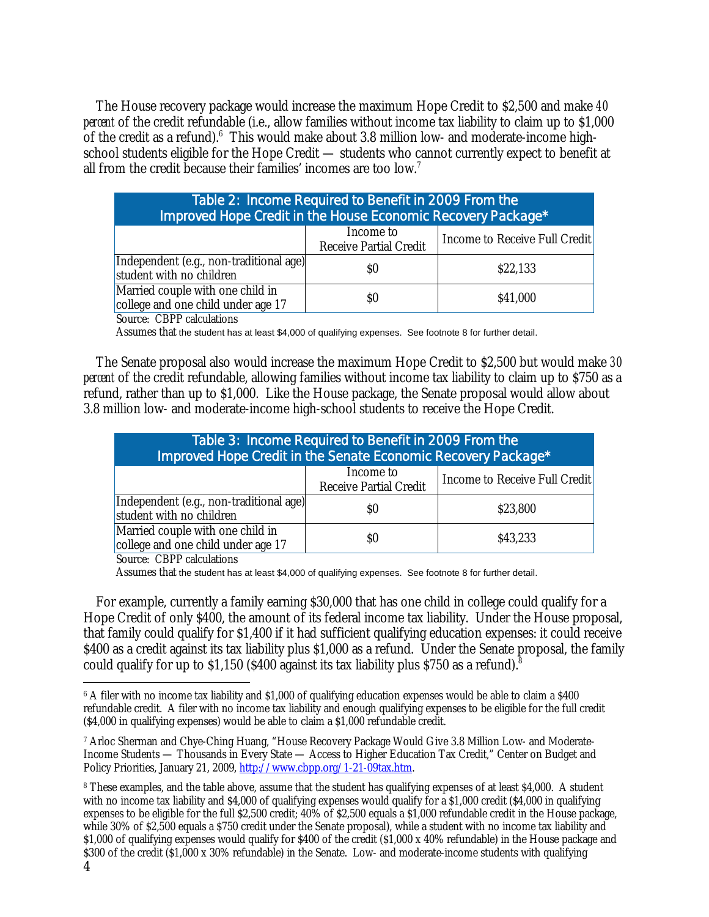The House recovery package would increase the maximum Hope Credit to $2,500 and make *40 percent* of the credit refundable (i.e., allow families without income tax liability to claim up to $1,000 of the credit as a refund).[6] This would make about 3.8 million low- and moderate-income high-school students eligible for the Hope Credit — students who cannot currently expect to benefit at all from the credit because their families' incomes are too low.[7]

| Table 2: Income Required to Benefit in 2009 From the Improved Hope Credit in the House Economic Recovery Package* | | |
|---|---|---|
| | Income to Receive Partial Credit | Income to Receive Full Credit |
| Independent (e.g., non-traditional age) student with no children | $0 | $22,133 |
| Married couple with one child in college and one child under age 17 | $0 | $41,000 |

Source: CBPP calculations

Assumes that the student has at least $4,000 of qualifying expenses. See footnote 8 for further detail.

The Senate proposal also would increase the maximum Hope Credit to $2,500 but would make *30 percent* of the credit refundable, allowing families without income tax liability to claim up to $750 as a refund, rather than up to $1,000. Like the House package, the Senate proposal would allow about 3.8 million low- and moderate-income high-school students to receive the Hope Credit.

| Table 3: Income Required to Benefit in 2009 From the Improved Hope Credit in the Senate Economic Recovery Package* | | |
|---|---|---|
| | Income to Receive Partial Credit | Income to Receive Full Credit |
| Independent (e.g., non-traditional age) student with no children | $0 | $23,800 |
| Married couple with one child in college and one child under age 17 | $0 | $43,233 |

Source: CBPP calculations

Assumes that the student has at least $4,000 of qualifying expenses. See footnote 8 for further detail.

For example, currently a family earning $30,000 that has one child in college could qualify for a Hope Credit of only $400, the amount of its federal income tax liability. Under the House proposal, that family could qualify for $1,400 if it had sufficient qualifying education expenses: it could receive $400 as a credit against its tax liability plus $1,000 as a refund. Under the Senate proposal, the family could qualify for up to $1,150 ($400 against its tax liability plus $750 as a refund).[8]

---

[6] A filer with no income tax liability and $1,000 of qualifying education expenses would be able to claim a $400 refundable credit. A filer with no income tax liability and enough qualifying expenses to be eligible for the full credit ($4,000 in qualifying expenses) would be able to claim a $1,000 refundable credit.

[7] Arloc Sherman and Chye-Ching Huang, "House Recovery Package Would Give 3.8 Million Low- and Moderate-Income Students — Thousands in Every State — Access to Higher Education Tax Credit," Center on Budget and Policy Priorities, January 21, 2009, http://www.cbpp.org/1-21-09tax.htm.

[8] These examples, and the table above, assume that the student has qualifying expenses of at least $4,000. A student with no income tax liability and $4,000 of qualifying expenses would qualify for a $1,000 credit ($4,000 in qualifying expenses to be eligible for the full $2,500 credit; 40% of $2,500 equals a $1,000 refundable credit in the House package, while 30% of $2,500 equals a $750 credit under the Senate proposal), while a student with no income tax liability and $1,000 of qualifying expenses would qualify for $400 of the credit ($1,000 x 40% refundable) in the House package and $300 of the credit ($1,000 x 30% refundable) in the Senate. Low- and moderate-income students with qualifying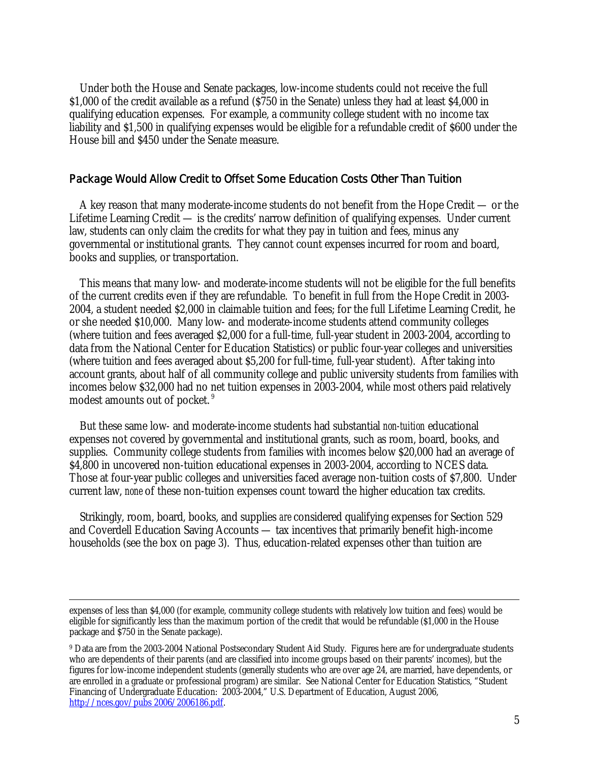Under both the House and Senate packages, low-income students could not receive the full $1,000 of the credit available as a refund ($750 in the Senate) unless they had at least $4,000 in qualifying education expenses. For example, a community college student with no income tax liability and $1,500 in qualifying expenses would be eligible for a refundable credit of $600 under the House bill and $450 under the Senate measure.

## Package Would Allow Credit to Offset Some Education Costs Other Than Tuition

A key reason that many moderate-income students do not benefit from the Hope Credit — or the Lifetime Learning Credit — is the credits' narrow definition of qualifying expenses. Under current law, students can only claim the credits for what they pay in tuition and fees, minus any governmental or institutional grants. They cannot count expenses incurred for room and board, books and supplies, or transportation.

This means that many low- and moderate-income students will not be eligible for the full benefits of the current credits even if they are refundable. To benefit in full from the Hope Credit in 2003-2004, a student needed $2,000 in claimable tuition and fees; for the full Lifetime Learning Credit, he or she needed $10,000. Many low- and moderate-income students attend community colleges (where tuition and fees averaged $2,000 for a full-time, full-year student in 2003-2004, according to data from the National Center for Education Statistics) or public four-year colleges and universities (where tuition and fees averaged about $5,200 for full-time, full-year student). After taking into account grants, about half of all community college and public university students from families with incomes below $32,000 had no net tuition expenses in 2003-2004, while most others paid relatively modest amounts out of pocket.[9]

But these same low- and moderate-income students had substantial *non-tuition* educational expenses not covered by governmental and institutional grants, such as room, board, books, and supplies. Community college students from families with incomes below $20,000 had an average of $4,800 in uncovered non-tuition educational expenses in 2003-2004, according to NCES data. Those at four-year public colleges and universities faced average non-tuition costs of $7,800. Under current law, *none* of these non-tuition expenses count toward the higher education tax credits.

Strikingly, room, board, books, and supplies *are* considered qualifying expenses for Section 529 and Coverdell Education Saving Accounts — tax incentives that primarily benefit high-income households (see the box on page 3). Thus, education-related expenses other than tuition are

---

expenses of less than $4,000 (for example, community college students with relatively low tuition and fees) would be eligible for significantly less than the maximum portion of the credit that would be refundable ($1,000 in the House package and $750 in the Senate package).

[9] Data are from the 2003-2004 National Postsecondary Student Aid Study. Figures here are for undergraduate students who are dependents of their parents (and are classified into income groups based on their parents' incomes), but the figures for low-income independent students (generally students who are over age 24, are married, have dependents, or are enrolled in a graduate or professional program) are similar. See National Center for Education Statistics, "Student Financing of Undergraduate Education: 2003-2004," U.S. Department of Education, August 2006, http://nces.gov/pubs 2006/2006186.pdf.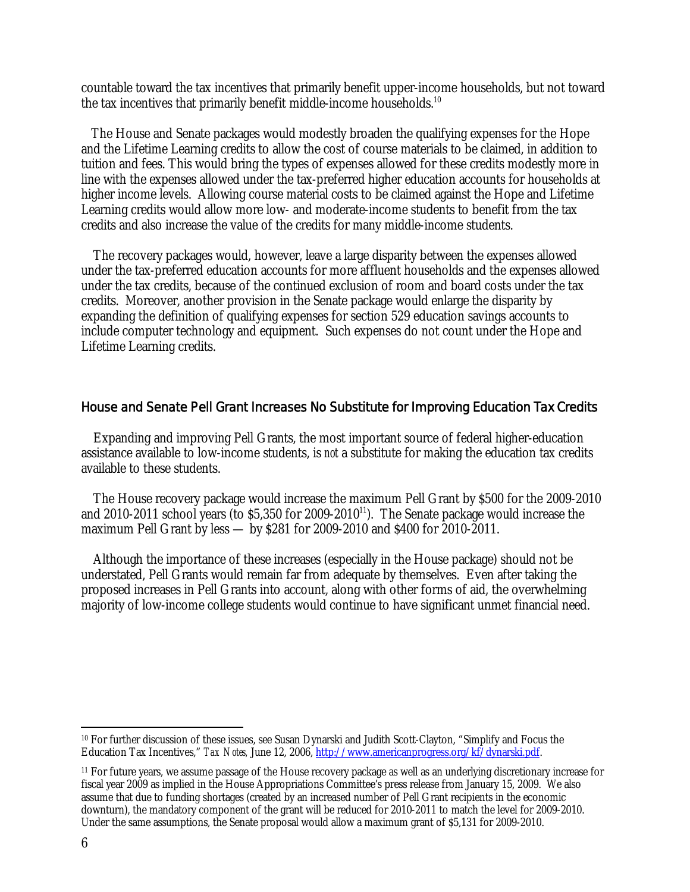countable toward the tax incentives that primarily benefit upper-income households, but not toward the tax incentives that primarily benefit middle-income households.[10]

The House and Senate packages would modestly broaden the qualifying expenses for the Hope and the Lifetime Learning credits to allow the cost of course materials to be claimed, in addition to tuition and fees. This would bring the types of expenses allowed for these credits modestly more in line with the expenses allowed under the tax-preferred higher education accounts for households at higher income levels. Allowing course material costs to be claimed against the Hope and Lifetime Learning credits would allow more low- and moderate-income students to benefit from the tax credits and also increase the value of the credits for many middle-income students.

The recovery packages would, however, leave a large disparity between the expenses allowed under the tax-preferred education accounts for more affluent households and the expenses allowed under the tax credits, because of the continued exclusion of room and board costs under the tax credits. Moreover, another provision in the Senate package would enlarge the disparity by expanding the definition of qualifying expenses for section 529 education savings accounts to include computer technology and equipment. Such expenses do not count under the Hope and Lifetime Learning credits.

## House and Senate Pell Grant Increases No Substitute for Improving Education Tax Credits

Expanding and improving Pell Grants, the most important source of federal higher-education assistance available to low-income students, is *not* a substitute for making the education tax credits available to these students.

The House recovery package would increase the maximum Pell Grant by $500 for the 2009-2010 and 2010-2011 school years (to $5,350 for 2009-2010[11]). The Senate package would increase the maximum Pell Grant by less — by $281 for 2009-2010 and $400 for 2010-2011.

Although the importance of these increases (especially in the House package) should not be understated, Pell Grants would remain far from adequate by themselves. Even after taking the proposed increases in Pell Grants into account, along with other forms of aid, the overwhelming majority of low-income college students would continue to have significant unmet financial need.

---

[10] For further discussion of these issues, see Susan Dynarski and Judith Scott-Clayton, "Simplify and Focus the Education Tax Incentives," *Tax Notes*, June 12, 2006, http://www.americanprogress.org/kf/dynarski.pdf.

[11] For future years, we assume passage of the House recovery package as well as an underlying discretionary increase for fiscal year 2009 as implied in the House Appropriations Committee's press release from January 15, 2009. We also assume that due to funding shortages (created by an increased number of Pell Grant recipients in the economic downturn), the mandatory component of the grant will be reduced for 2010-2011 to match the level for 2009-2010. Under the same assumptions, the Senate proposal would allow a maximum grant of $5,131 for 2009-2010.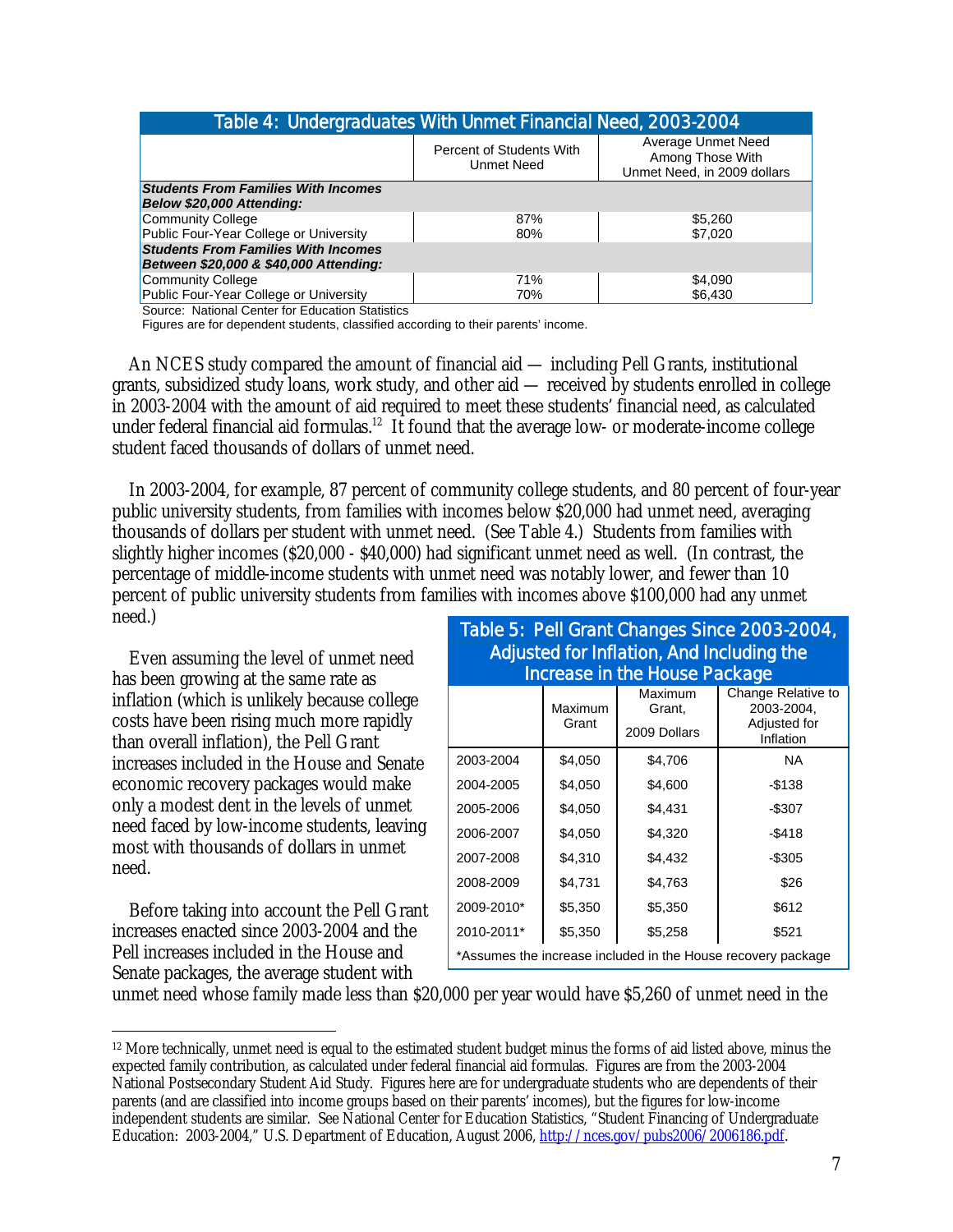**Table 4: Undergraduates With Unmet Financial Need, 2003-2004**

| | Percent of Students With Unmet Need | Average Unmet Need Among Those With Unmet Need, in 2009 dollars |
|---|---|---|
| ***Students From Families With Incomes Below $20,000 Attending:*** | | |
| Community College | 87% | $5,260 |
| Public Four-Year College or University | 80% | $7,020 |
| ***Students From Families With Incomes Between $20,000 & $40,000 Attending:*** | | |
| Community College | 71% | $4,090 |
| Public Four-Year College or University | 70% | $6,430 |

Source: National Center for Education Statistics
Figures are for dependent students, classified according to their parents' income.

An NCES study compared the amount of financial aid — including Pell Grants, institutional grants, subsidized study loans, work study, and other aid — received by students enrolled in college in 2003-2004 with the amount of aid required to meet these students' financial need, as calculated under federal financial aid formulas.[12] It found that the average low- or moderate-income college student faced thousands of dollars of unmet need.

In 2003-2004, for example, 87 percent of community college students, and 80 percent of four-year public university students, from families with incomes below $20,000 had unmet need, averaging thousands of dollars per student with unmet need. (See Table 4.) Students from families with slightly higher incomes ($20,000 - $40,000) had significant unmet need as well. (In contrast, the percentage of middle-income students with unmet need was notably lower, and fewer than 10 percent of public university students from families with incomes above $100,000 had any unmet need.)

**Table 5: Pell Grant Changes Since 2003-2004, Adjusted for Inflation, And Including the Increase in the House Package**

| | Maximum Grant | Maximum Grant, 2009 Dollars | Change Relative to 2003-2004, Adjusted for Inflation |
|---|---|---|---|
| 2003-2004 | $4,050 | $4,706 | NA |
| 2004-2005 | $4,050 | $4,600 | -$138 |
| 2005-2006 | $4,050 | $4,431 | -$307 |
| 2006-2007 | $4,050 | $4,320 | -$418 |
| 2007-2008 | $4,310 | $4,432 | -$305 |
| 2008-2009 | $4,731 | $4,763 | $26 |
| 2009-2010* | $5,350 | $5,350 | $612 |
| 2010-2011* | $5,350 | $5,258 | $521 |

*Assumes the increase included in the House recovery package

Even assuming the level of unmet need has been growing at the same rate as inflation (which is unlikely because college costs have been rising much more rapidly than overall inflation), the Pell Grant increases included in the House and Senate economic recovery packages would make only a modest dent in the levels of unmet need faced by low-income students, leaving most with thousands of dollars in unmet need.

Before taking into account the Pell Grant increases enacted since 2003-2004 and the Pell increases included in the House and Senate packages, the average student with unmet need whose family made less than $20,000 per year would have $5,260 of unmet need in the

---

[12] More technically, unmet need is equal to the estimated student budget minus the forms of aid listed above, minus the expected family contribution, as calculated under federal financial aid formulas. Figures are from the 2003-2004 National Postsecondary Student Aid Study. Figures here are for undergraduate students who are dependents of their parents (and are classified into income groups based on their parents' incomes), but the figures for low-income independent students are similar. See National Center for Education Statistics, "Student Financing of Undergraduate Education: 2003-2004," U.S. Department of Education, August 2006, http://nces.gov/pubs2006/2006186.pdf.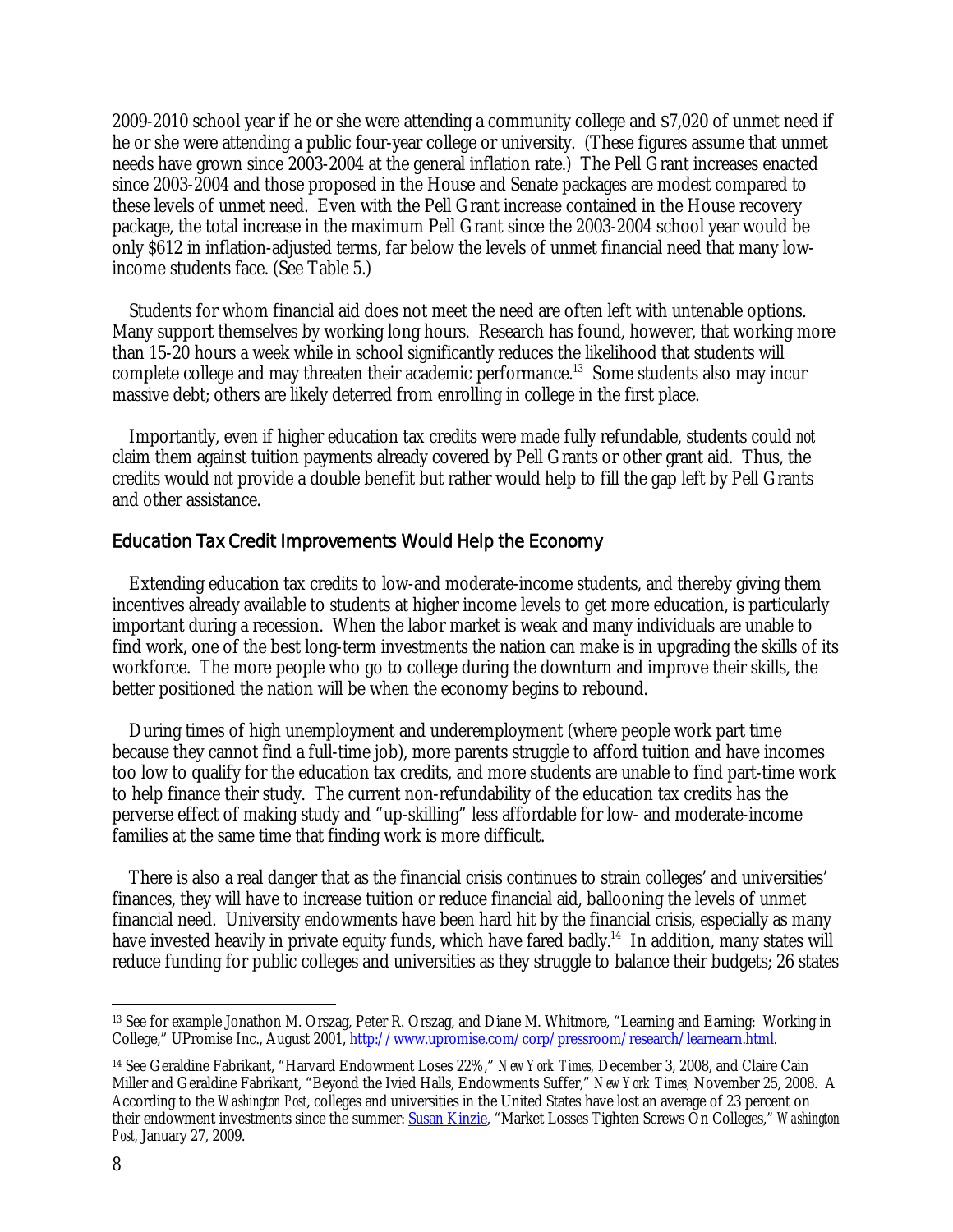2009-2010 school year if he or she were attending a community college and $7,020 of unmet need if he or she were attending a public four-year college or university. (These figures assume that unmet needs have grown since 2003-2004 at the general inflation rate.) The Pell Grant increases enacted since 2003-2004 and those proposed in the House and Senate packages are modest compared to these levels of unmet need. Even with the Pell Grant increase contained in the House recovery package, the total increase in the maximum Pell Grant since the 2003-2004 school year would be only $612 in inflation-adjusted terms, far below the levels of unmet financial need that many low-income students face. (See Table 5.)

Students for whom financial aid does not meet the need are often left with untenable options. Many support themselves by working long hours. Research has found, however, that working more than 15-20 hours a week while in school significantly reduces the likelihood that students will complete college and may threaten their academic performance.[13] Some students also may incur massive debt; others are likely deterred from enrolling in college in the first place.

Importantly, even if higher education tax credits were made fully refundable, students could *not* claim them against tuition payments already covered by Pell Grants or other grant aid. Thus, the credits would *not* provide a double benefit but rather would help to fill the gap left by Pell Grants and other assistance.

## Education Tax Credit Improvements Would Help the Economy

Extending education tax credits to low-and moderate-income students, and thereby giving them incentives already available to students at higher income levels to get more education, is particularly important during a recession. When the labor market is weak and many individuals are unable to find work, one of the best long-term investments the nation can make is in upgrading the skills of its workforce. The more people who go to college during the downturn and improve their skills, the better positioned the nation will be when the economy begins to rebound.

During times of high unemployment and underemployment (where people work part time because they cannot find a full-time job), more parents struggle to afford tuition and have incomes too low to qualify for the education tax credits, and more students are unable to find part-time work to help finance their study. The current non-refundability of the education tax credits has the perverse effect of making study and "up-skilling" less affordable for low- and moderate-income families at the same time that finding work is more difficult.

There is also a real danger that as the financial crisis continues to strain colleges' and universities' finances, they will have to increase tuition or reduce financial aid, ballooning the levels of unmet financial need. University endowments have been hard hit by the financial crisis, especially as many have invested heavily in private equity funds, which have fared badly.[14] In addition, many states will reduce funding for public colleges and universities as they struggle to balance their budgets; 26 states

---

[13] See for example Jonathon M. Orszag, Peter R. Orszag, and Diane M. Whitmore, "Learning and Earning: Working in College," UPromise Inc., August 2001, http://www.upromise.com/corp/pressroom/research/learnearn.html.

[14] See Geraldine Fabrikant, "Harvard Endowment Loses 22%," *New York Times,* December 3, 2008, and Claire Cain Miller and Geraldine Fabrikant, "Beyond the Ivied Halls, Endowments Suffer," *New York Times,* November 25, 2008. A According to the *Washington Post*, colleges and universities in the United States have lost an average of 23 percent on their endowment investments since the summer: Susan Kinzie, "Market Losses Tighten Screws On Colleges," *Washington Post*, January 27, 2009.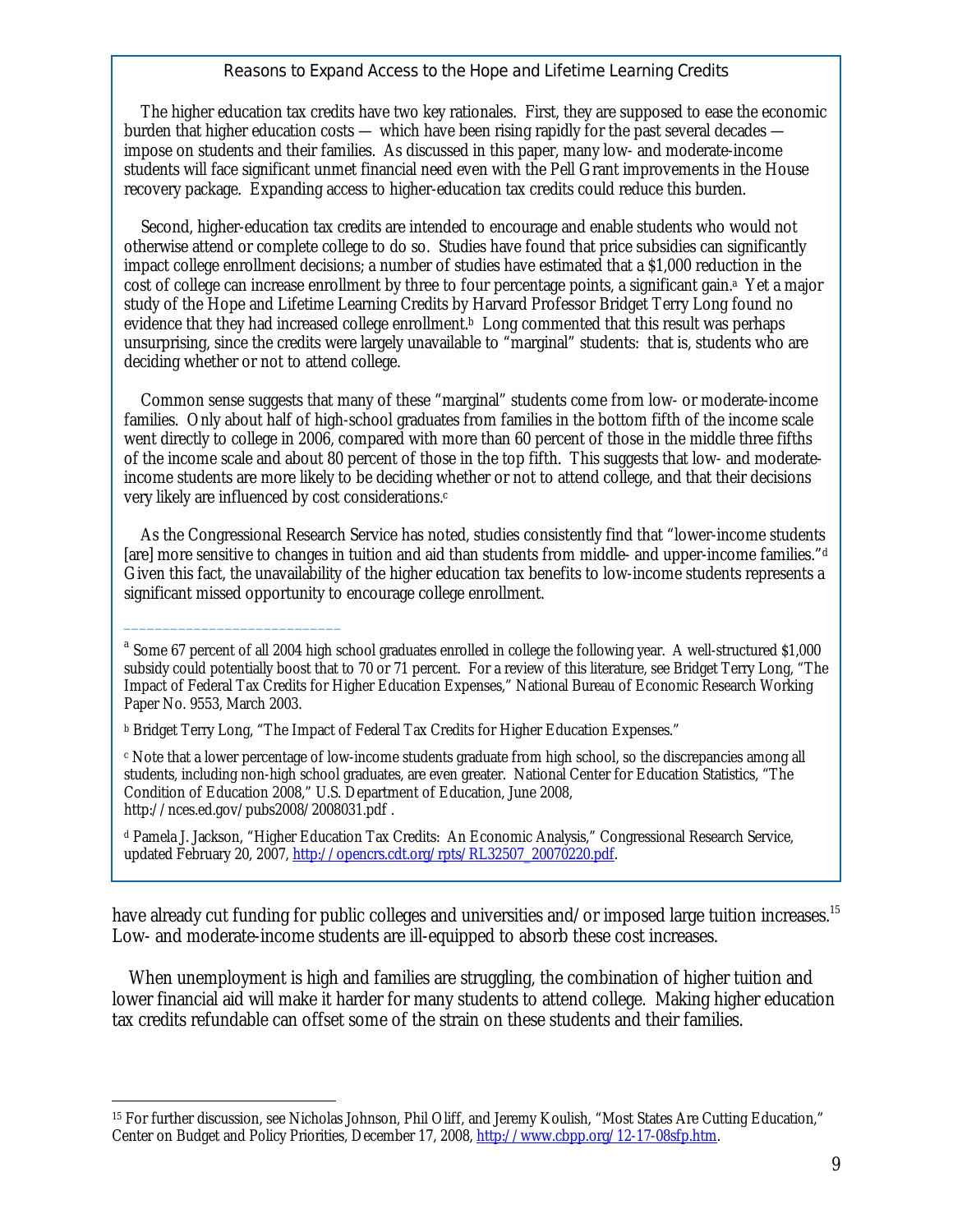### Reasons to Expand Access to the Hope and Lifetime Learning Credits

The higher education tax credits have two key rationales. First, they are supposed to ease the economic burden that higher education costs — which have been rising rapidly for the past several decades — impose on students and their families. As discussed in this paper, many low- and moderate-income students will face significant unmet financial need even with the Pell Grant improvements in the House recovery package. Expanding access to higher-education tax credits could reduce this burden.

Second, higher-education tax credits are intended to encourage and enable students who would not otherwise attend or complete college to do so. Studies have found that price subsidies can significantly impact college enrollment decisions; a number of studies have estimated that a $1,000 reduction in the cost of college can increase enrollment by three to four percentage points, a significant gain.[a] Yet a major study of the Hope and Lifetime Learning Credits by Harvard Professor Bridget Terry Long found no evidence that they had increased college enrollment.[b] Long commented that this result was perhaps unsurprising, since the credits were largely unavailable to "marginal" students: that is, students who are deciding whether or not to attend college.

Common sense suggests that many of these "marginal" students come from low- or moderate-income families. Only about half of high-school graduates from families in the bottom fifth of the income scale went directly to college in 2006, compared with more than 60 percent of those in the middle three fifths of the income scale and about 80 percent of those in the top fifth. This suggests that low- and moderate-income students are more likely to be deciding whether or not to attend college, and that their decisions very likely are influenced by cost considerations.[c]

As the Congressional Research Service has noted, studies consistently find that "lower-income students [are] more sensitive to changes in tuition and aid than students from middle- and upper-income families."[d] Given this fact, the unavailability of the higher education tax benefits to low-income students represents a significant missed opportunity to encourage college enrollment.

---

[a] Some 67 percent of all 2004 high school graduates enrolled in college the following year. A well-structured $1,000 subsidy could potentially boost that to 70 or 71 percent. For a review of this literature, see Bridget Terry Long, "The Impact of Federal Tax Credits for Higher Education Expenses," National Bureau of Economic Research Working Paper No. 9553, March 2003.

[b] Bridget Terry Long, "The Impact of Federal Tax Credits for Higher Education Expenses."

[c] Note that a lower percentage of low-income students graduate from high school, so the discrepancies among all students, including non-high school graduates, are even greater. National Center for Education Statistics, "The Condition of Education 2008," U.S. Department of Education, June 2008, http://nces.ed.gov/pubs2008/2008031.pdf .

[d] Pamela J. Jackson, "Higher Education Tax Credits: An Economic Analysis," Congressional Research Service, updated February 20, 2007, http://opencrs.cdt.org/rpts/RL32507_20070220.pdf.

---

have already cut funding for public colleges and universities and/or imposed large tuition increases.[15] Low- and moderate-income students are ill-equipped to absorb these cost increases.

When unemployment is high and families are struggling, the combination of higher tuition and lower financial aid will make it harder for many students to attend college. Making higher education tax credits refundable can offset some of the strain on these students and their families.

---

[15] For further discussion, see Nicholas Johnson, Phil Oliff, and Jeremy Koulish, "Most States Are Cutting Education," Center on Budget and Policy Priorities, December 17, 2008, http://www.cbpp.org/12-17-08sfp.htm.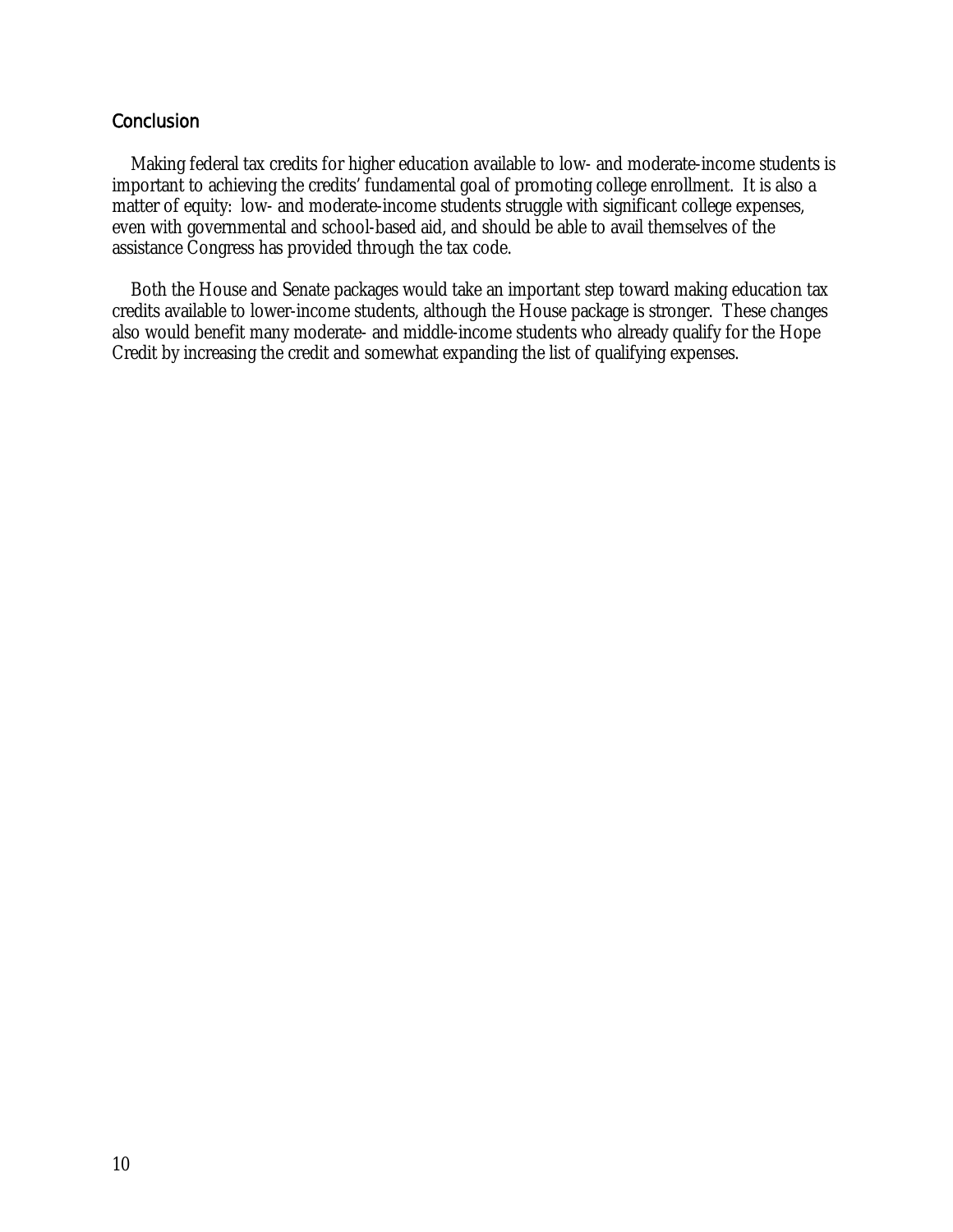## Conclusion

Making federal tax credits for higher education available to low- and moderate-income students is important to achieving the credits' fundamental goal of promoting college enrollment. It is also a matter of equity: low- and moderate-income students struggle with significant college expenses, even with governmental and school-based aid, and should be able to avail themselves of the assistance Congress has provided through the tax code.

Both the House and Senate packages would take an important step toward making education tax credits available to lower-income students, although the House package is stronger. These changes also would benefit many moderate- and middle-income students who already qualify for the Hope Credit by increasing the credit and somewhat expanding the list of qualifying expenses.